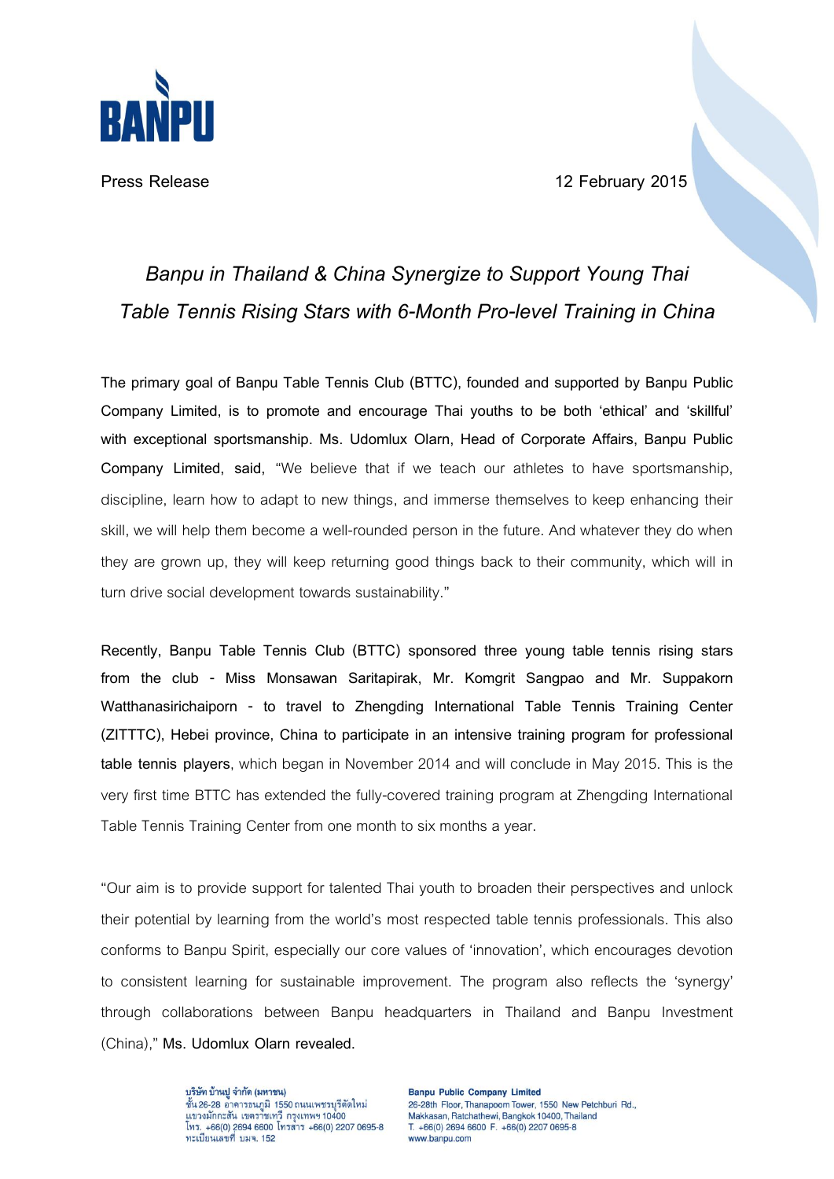BANPU

Press Release

12 February 2015

# *Banpu in Thailand & China Synergize to Support Young Thai Table Tennis Rising Stars with 6-Month Pro-level Training in China*

**The primary goal of Banpu Table Tennis Club (BTTC), founded and supported by Banpu Public Company Limited, is to promote and encourage Thai youths to be both 'ethical' and 'skillful' with exceptional sportsmanship. Ms. Udomlux Olarn, Head of Corporate Affairs, Banpu Public Company Limited, said,** "We believe that if we teach our athletes to have sportsmanship, discipline, learn how to adapt to new things, and immerse themselves to keep enhancing their skill, we will help them become a well-rounded person in the future. And whatever they do when they are grown up, they will keep returning good things back to their community, which will in turn drive social development towards sustainability."

**Recently, Banpu Table Tennis Club (BTTC) sponsored three young table tennis rising stars from the club - Miss Monsawan Saritapirak, Mr. Komgrit Sangpao and Mr. Suppakorn Watthanasirichaiporn - to travel to Zhengding International Table Tennis Training Center (ZITTTC), Hebei province, China to participate in an intensive training program for professional table tennis players**, which began in November 2014 and will conclude in May 2015. This is the very first time BTTC has extended the fully-covered training program at Zhengding International Table Tennis Training Center from one month to six months a year.

"Our aim is to provide support for talented Thai youth to broaden their perspectives and unlock their potential by learning from the world's most respected table tennis professionals. This also conforms to Banpu Spirit, especially our core values of 'innovation', which encourages devotion to consistent learning for sustainable improvement. The program also reflects the 'synergy' through collaborations between Banpu headquarters in Thailand and Banpu Investment (China)," **Ms. Udomlux Olarn revealed.**

บริษัท บ้านปู จำกัด (มหาชน)
ชั้น 26-28 อาคารธนภูมิ 1550 ถนนเพชรบุรีตัดใหม่
แขวงมักกะสัน เขตราชเทวี กรุงเทพฯ 10400
โทร. +66(0) 2694 6600 โทรสาร +66(0) 2207 0695-8
ทะเบียนเลขที่ บมจ. 152

**Banpu Public Company Limited**
26-28th Floor, Thanapoom Tower, 1550 New Petchburi Rd.,
Makkasan, Ratchathewi, Bangkok 10400, Thailand
T. +66(0) 2694 6600 F. +66(0) 2207 0695-8
www.banpu.com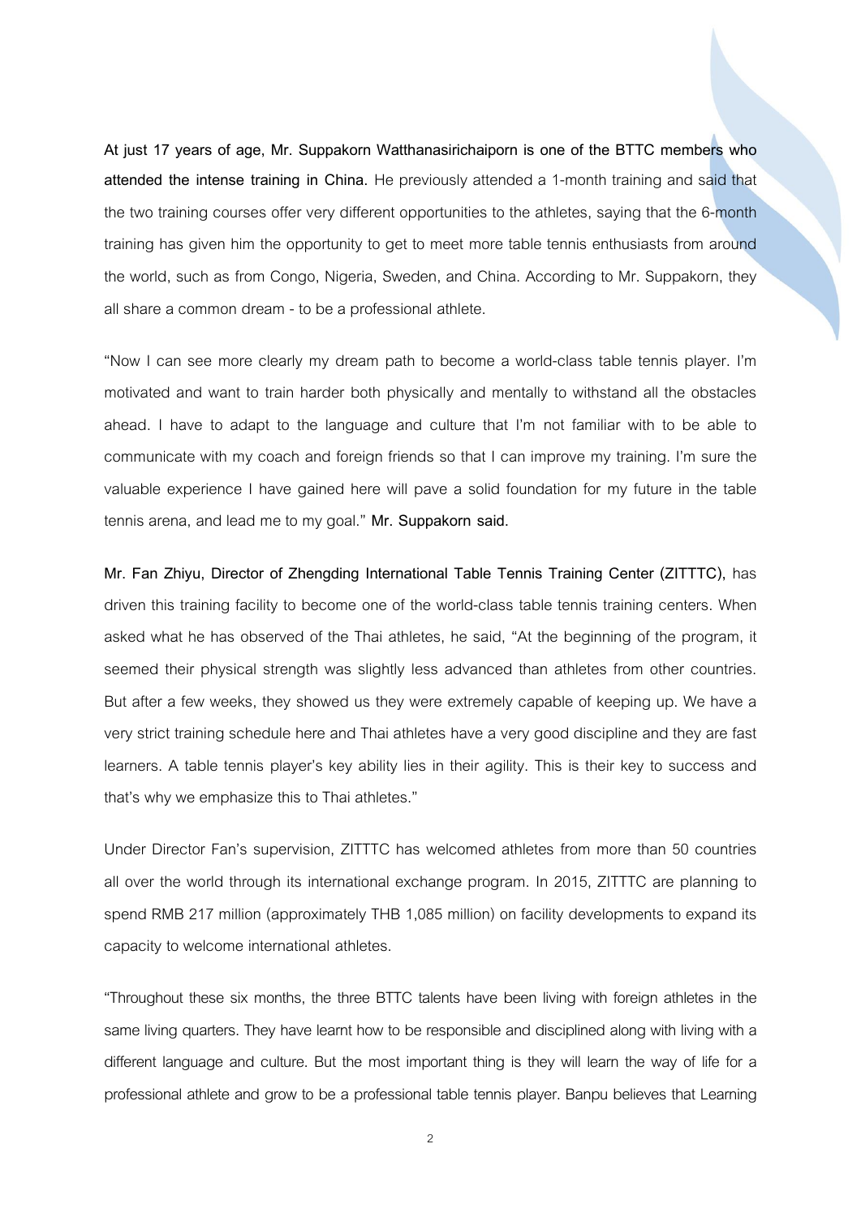**At just 17 years of age, Mr. Suppakorn Watthanasirichaiporn is one of the BTTC members who attended the intense training in China.** He previously attended a 1-month training and said that the two training courses offer very different opportunities to the athletes, saying that the 6-month training has given him the opportunity to get to meet more table tennis enthusiasts from around the world, such as from Congo, Nigeria, Sweden, and China. According to Mr. Suppakorn, they all share a common dream - to be a professional athlete.

"Now I can see more clearly my dream path to become a world-class table tennis player. I'm motivated and want to train harder both physically and mentally to withstand all the obstacles ahead. I have to adapt to the language and culture that I'm not familiar with to be able to communicate with my coach and foreign friends so that I can improve my training. I'm sure the valuable experience I have gained here will pave a solid foundation for my future in the table tennis arena, and lead me to my goal." **Mr. Suppakorn said.**

**Mr. Fan Zhiyu, Director of Zhengding International Table Tennis Training Center (ZITTTC),** has driven this training facility to become one of the world-class table tennis training centers. When asked what he has observed of the Thai athletes, he said, "At the beginning of the program, it seemed their physical strength was slightly less advanced than athletes from other countries. But after a few weeks, they showed us they were extremely capable of keeping up. We have a very strict training schedule here and Thai athletes have a very good discipline and they are fast learners. A table tennis player's key ability lies in their agility. This is their key to success and that's why we emphasize this to Thai athletes."

Under Director Fan's supervision, ZITTTC has welcomed athletes from more than 50 countries all over the world through its international exchange program. In 2015, ZITTTC are planning to spend RMB 217 million (approximately THB 1,085 million) on facility developments to expand its capacity to welcome international athletes.

"Throughout these six months, the three BTTC talents have been living with foreign athletes in the same living quarters. They have learnt how to be responsible and disciplined along with living with a different language and culture. But the most important thing is they will learn the way of life for a professional athlete and grow to be a professional table tennis player. Banpu believes that Learning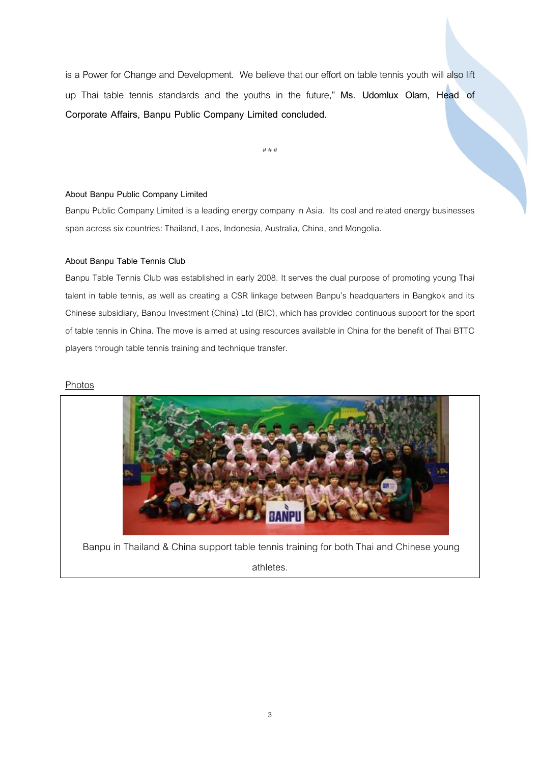is a Power for Change and Development. We believe that our effort on table tennis youth will also lift up Thai table tennis standards and the youths in the future," **Ms. Udomlux Olarn, Head of Corporate Affairs, Banpu Public Company Limited concluded.**

###

**About Banpu Public Company Limited**

Banpu Public Company Limited is a leading energy company in Asia. Its coal and related energy businesses span across six countries: Thailand, Laos, Indonesia, Australia, China, and Mongolia.

**About Banpu Table Tennis Club**

Banpu Table Tennis Club was established in early 2008. It serves the dual purpose of promoting young Thai talent in table tennis, as well as creating a CSR linkage between Banpu's headquarters in Bangkok and its Chinese subsidiary, Banpu Investment (China) Ltd (BIC), which has provided continuous support for the sport of table tennis in China. The move is aimed at using resources available in China for the benefit of Thai BTTC players through table tennis training and technique transfer.

Photos

Banpu in Thailand & China support table tennis training for both Thai and Chinese young athletes.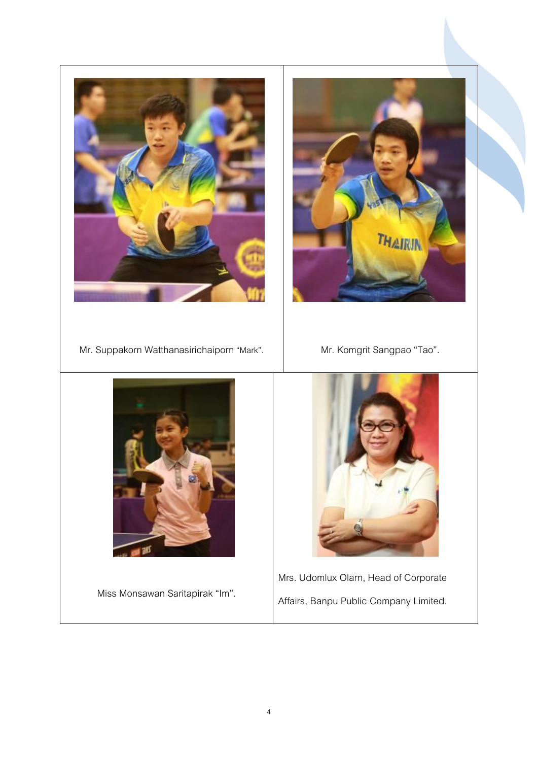| | |
|---|---|
| Mr. Suppakorn Watthanasirichaiporn "Mark". | Mr. Komgrit Sangpao "Tao". |
| Miss Monsawan Saritapirak "Im". | Mrs. Udomlux Olarn, Head of Corporate Affairs, Banpu Public Company Limited. |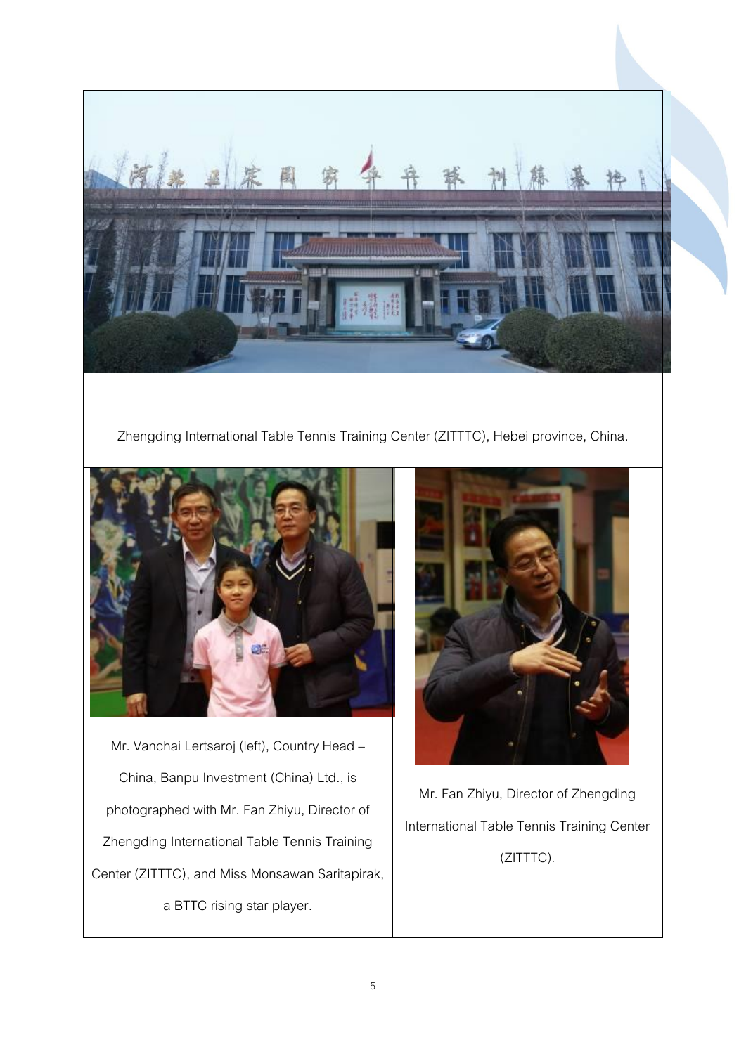Zhengding International Table Tennis Training Center (ZITTTC), Hebei province, China.

Mr. Vanchai Lertsaroj (left), Country Head – China, Banpu Investment (China) Ltd., is photographed with Mr. Fan Zhiyu, Director of Zhengding International Table Tennis Training Center (ZITTTC), and Miss Monsawan Saritapirak, a BTTC rising star player.

Mr. Fan Zhiyu, Director of Zhengding International Table Tennis Training Center (ZITTTC).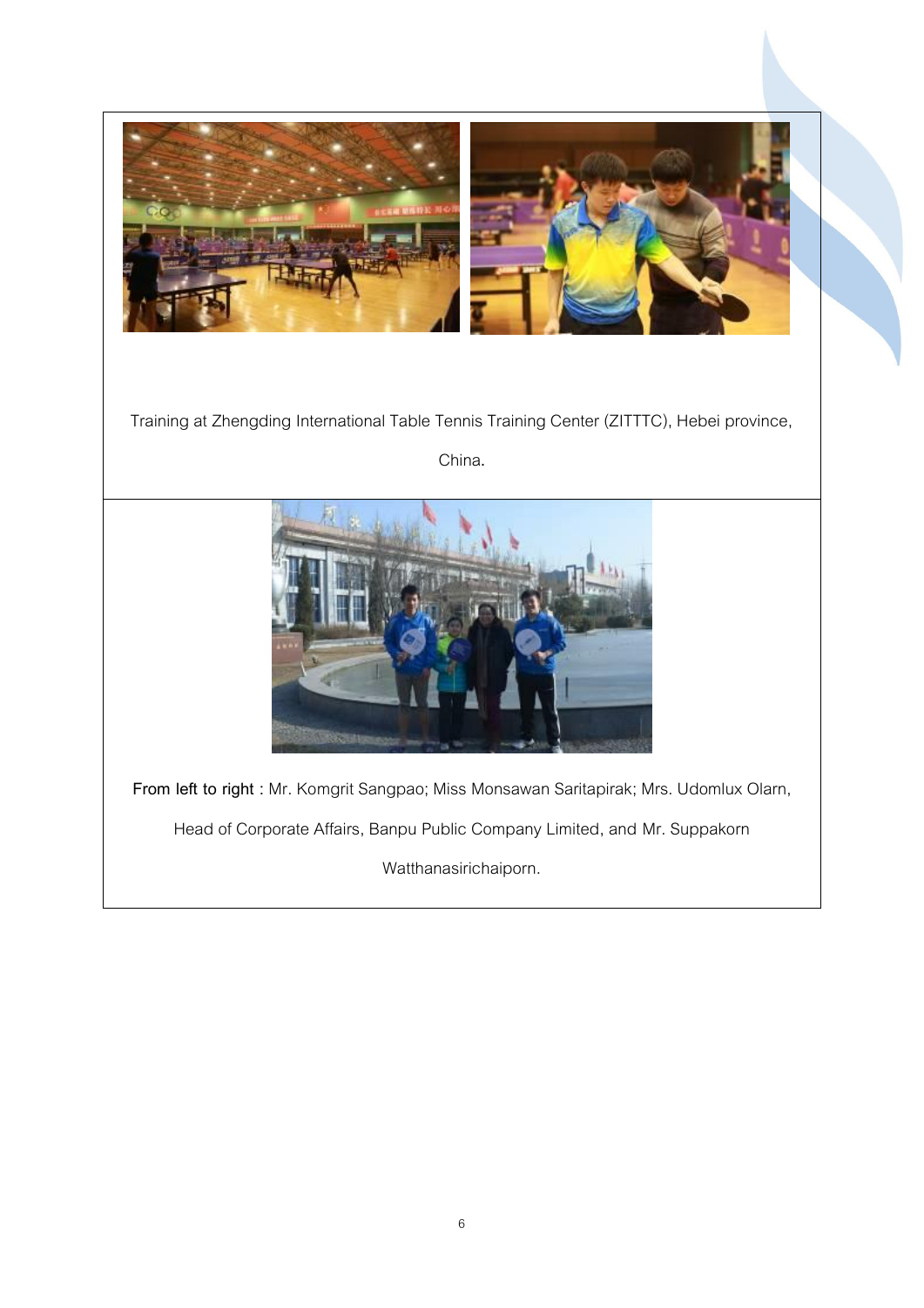Training at Zhengding International Table Tennis Training Center (ZITTTC), Hebei province, China.

**From left to right :** Mr. Komgrit Sangpao; Miss Monsawan Saritapirak; Mrs. Udomlux Olarn, Head of Corporate Affairs, Banpu Public Company Limited, and Mr. Suppakorn Watthanasirichaiporn.